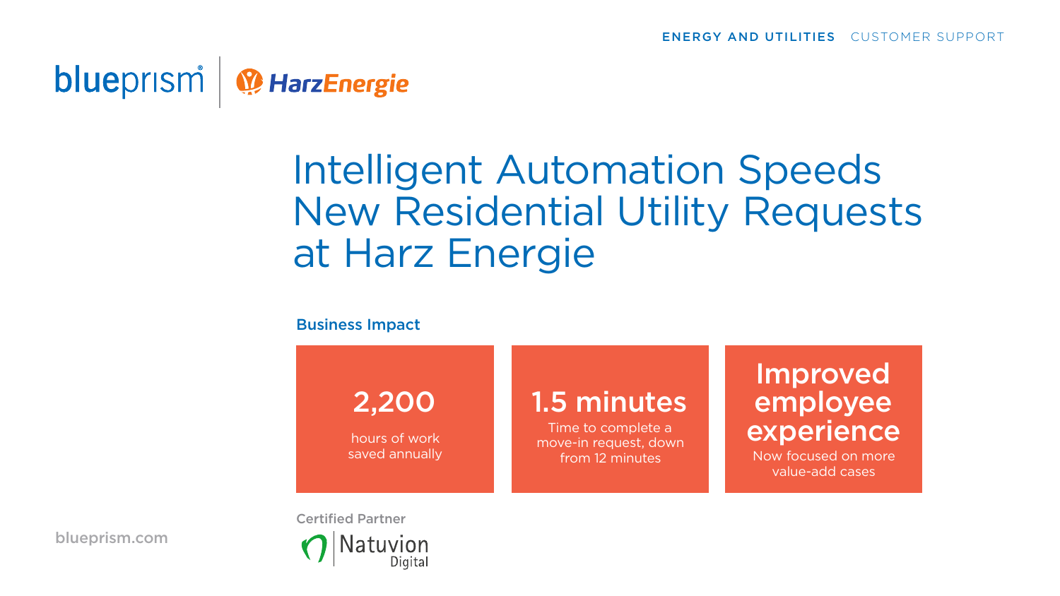ENERGY AND UTILITIES CUSTOMER SUPPORT

blueprism | HarzEnergie

# Intelligent Automation Speeds New Residential Utility Requests at Harz Energie

## Business Impact

**2,200**
hours of work saved annually

**1.5 minutes**
Time to complete a move-in request, down from 12 minutes

**Improved employee experience**
Now focused on more value-add cases

Certified Partner

Natuvion Digital

blueprism.com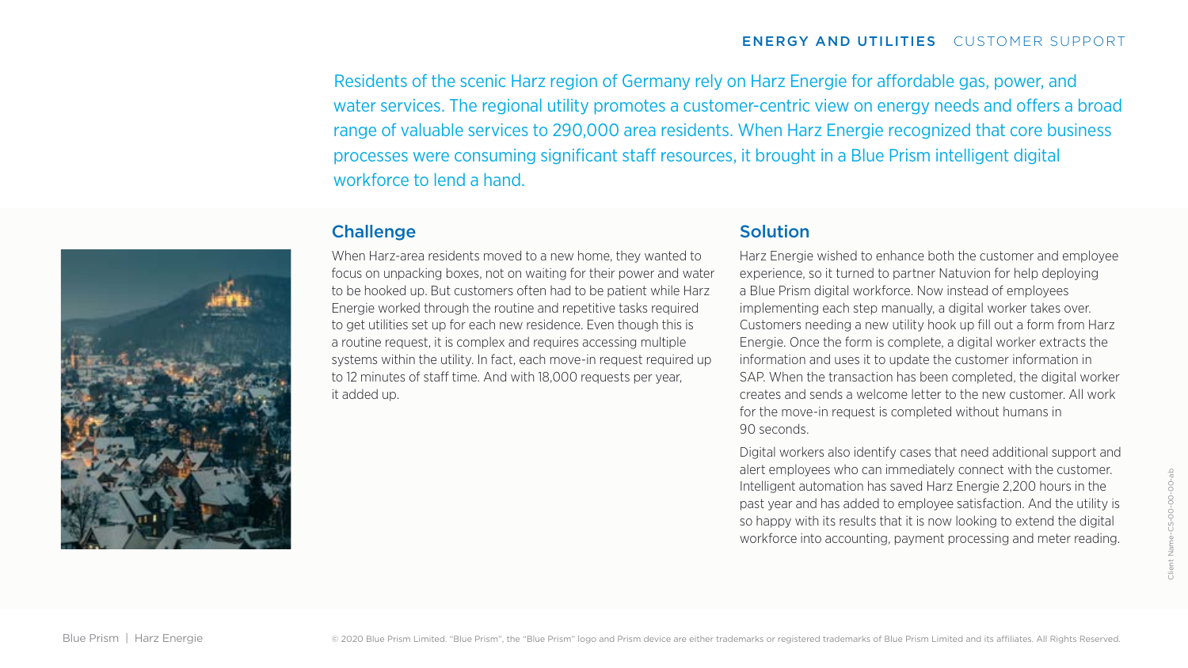ENERGY AND UTILITIES CUSTOMER SUPPORT

Residents of the scenic Harz region of Germany rely on Harz Energie for affordable gas, power, and water services. The regional utility promotes a customer-centric view on energy needs and offers a broad range of valuable services to 290,000 area residents. When Harz Energie recognized that core business processes were consuming significant staff resources, it brought in a Blue Prism intelligent digital workforce to lend a hand.

## Challenge

When Harz-area residents moved to a new home, they wanted to focus on unpacking boxes, not on waiting for their power and water to be hooked up. But customers often had to be patient while Harz Energie worked through the routine and repetitive tasks required to get utilities set up for each new residence. Even though this is a routine request, it is complex and requires accessing multiple systems within the utility. In fact, each move-in request required up to 12 minutes of staff time. And with 18,000 requests per year, it added up.

## Solution

Harz Energie wished to enhance both the customer and employee experience, so it turned to partner Natuvion for help deploying a Blue Prism digital workforce. Now instead of employees implementing each step manually, a digital worker takes over. Customers needing a new utility hook up fill out a form from Harz Energie. Once the form is complete, a digital worker extracts the information and uses it to update the customer information in SAP. When the transaction has been completed, the digital worker creates and sends a welcome letter to the new customer. All work for the move-in request is completed without humans in 90 seconds.

Digital workers also identify cases that need additional support and alert employees who can immediately connect with the customer. Intelligent automation has saved Harz Energie 2,200 hours in the past year and has added to employee satisfaction. And the utility is so happy with its results that it is now looking to extend the digital workforce into accounting, payment processing and meter reading.

Blue Prism | Harz Energie

© 2020 Blue Prism Limited. "Blue Prism", the "Blue Prism" logo and Prism device are either trademarks or registered trademarks of Blue Prism Limited and its affiliates. All Rights Reserved.